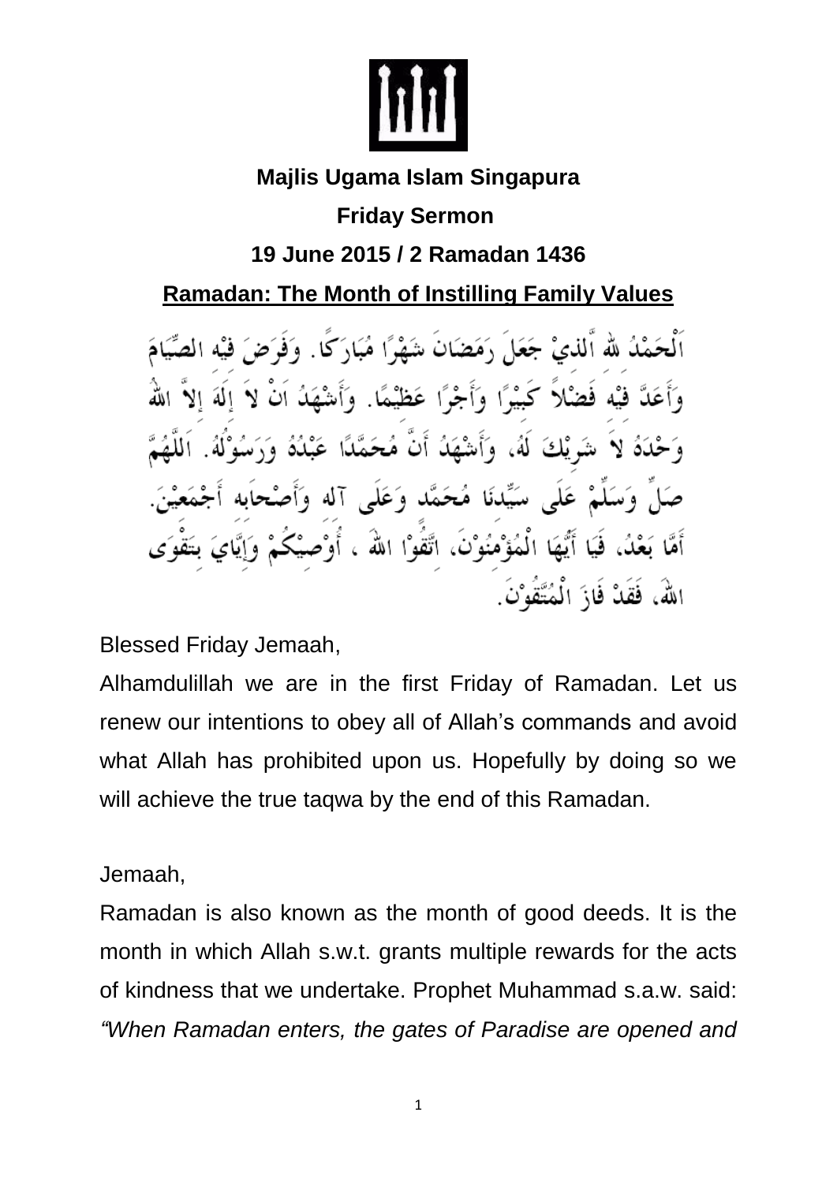**Majlis Ugama Islam Singapura**

**Friday Sermon**

**19 June 2015 / 2 Ramadan 1436**

## Ramadan: The Month of Instilling Family Values

اَلْحَمْدُ للهِ الَّذِيْ جَعَلَ رَمَضَانَ شَهْرًا مُبَارَكًا. وَفَرَضَ فِيْهِ الصِّيَامَ وَأَعَدَّ فِيْهِ فَضْلاً كَبِيْرًا وَأَجْرًا عَظِيْمًا. وَأَشْهَدُ اَنْ لاَ إِلَهَ إِلاَّ اللهُ وَحْدَهُ لاَ شَرِيْكَ لَهُ، وَأَشْهَدُ أَنَّ مُحَمَّدًا عَبْدُهُ وَرَسُوْلُهُ. اَللَّهُمَّ صَلِّ وَسَلِّمْ عَلَى سَيِّدِنَا مُحَمَّد وَعَلَى آله وَأَصْحَابه أَجْمَعِيْنَ. أَمَّا بَعْدُ، فَيَا أَيُّهَا الْمُؤْمِنُوْنَ، اتَّقُوْا اللهَ ، أُوْصِيْكُمْ وَإِيَّايَ بِتَقْوَى اللهِ، فَقَدْ فَازَ الْمُتَّقُوْنَ.

Blessed Friday Jemaah,

Alhamdulillah we are in the first Friday of Ramadan. Let us renew our intentions to obey all of Allah's commands and avoid what Allah has prohibited upon us. Hopefully by doing so we will achieve the true taqwa by the end of this Ramadan.

Jemaah,

Ramadan is also known as the month of good deeds. It is the month in which Allah s.w.t. grants multiple rewards for the acts of kindness that we undertake. Prophet Muhammad s.a.w. said: *"When Ramadan enters, the gates of Paradise are opened and*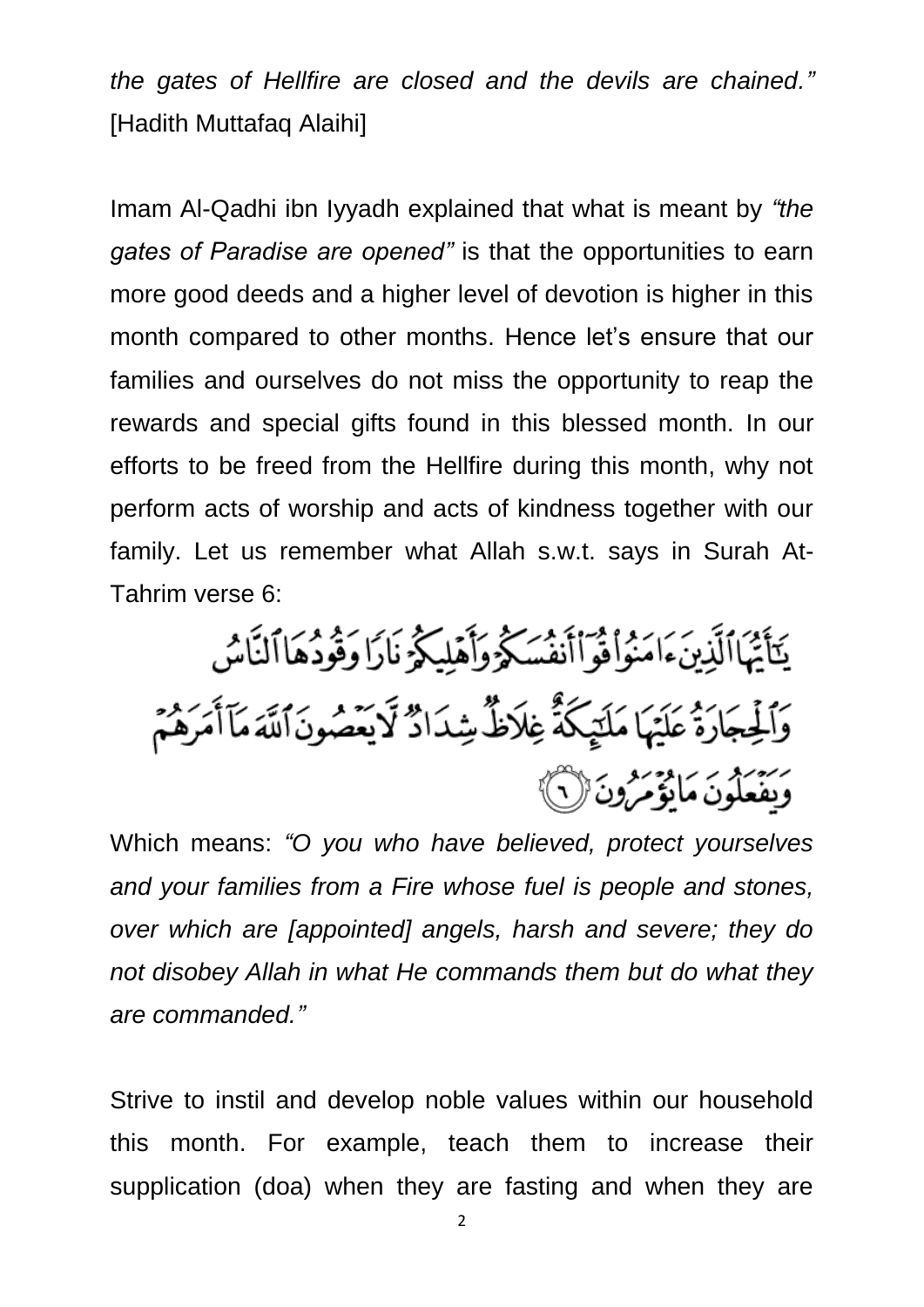*the gates of Hellfire are closed and the devils are chained."* [Hadith Muttafaq Alaihi]

Imam Al-Qadhi ibn Iyyadh explained that what is meant by *"the gates of Paradise are opened"* is that the opportunities to earn more good deeds and a higher level of devotion is higher in this month compared to other months. Hence let's ensure that our families and ourselves do not miss the opportunity to reap the rewards and special gifts found in this blessed month. In our efforts to be freed from the Hellfire during this month, why not perform acts of worship and acts of kindness together with our family. Let us remember what Allah s.w.t. says in Surah At-Tahrim verse 6:

يَٰٓأَيُّهَا ٱلَّذِينَ ءَامَنُواْ قُوٓاْ أَنفُسَكُمْ وَأَهْلِيكُمْ نَارًا وَقُودُهَا ٱلنَّاسُ وَٱلْحِجَارَةُ عَلَيْهَا مَلَٰٓئِكَةٌ غِلَاظٌ شِدَادٌ لَّا يَعْصُونَ ٱللَّهَ مَآ أَمَرَهُمْ وَيَفْعَلُونَ مَا يُؤْمَرُونَ ﴿٦﴾

Which means: *"O you who have believed, protect yourselves and your families from a Fire whose fuel is people and stones, over which are [appointed] angels, harsh and severe; they do not disobey Allah in what He commands them but do what they are commanded."*

Strive to instil and develop noble values within our household this month. For example, teach them to increase their supplication (doa) when they are fasting and when they are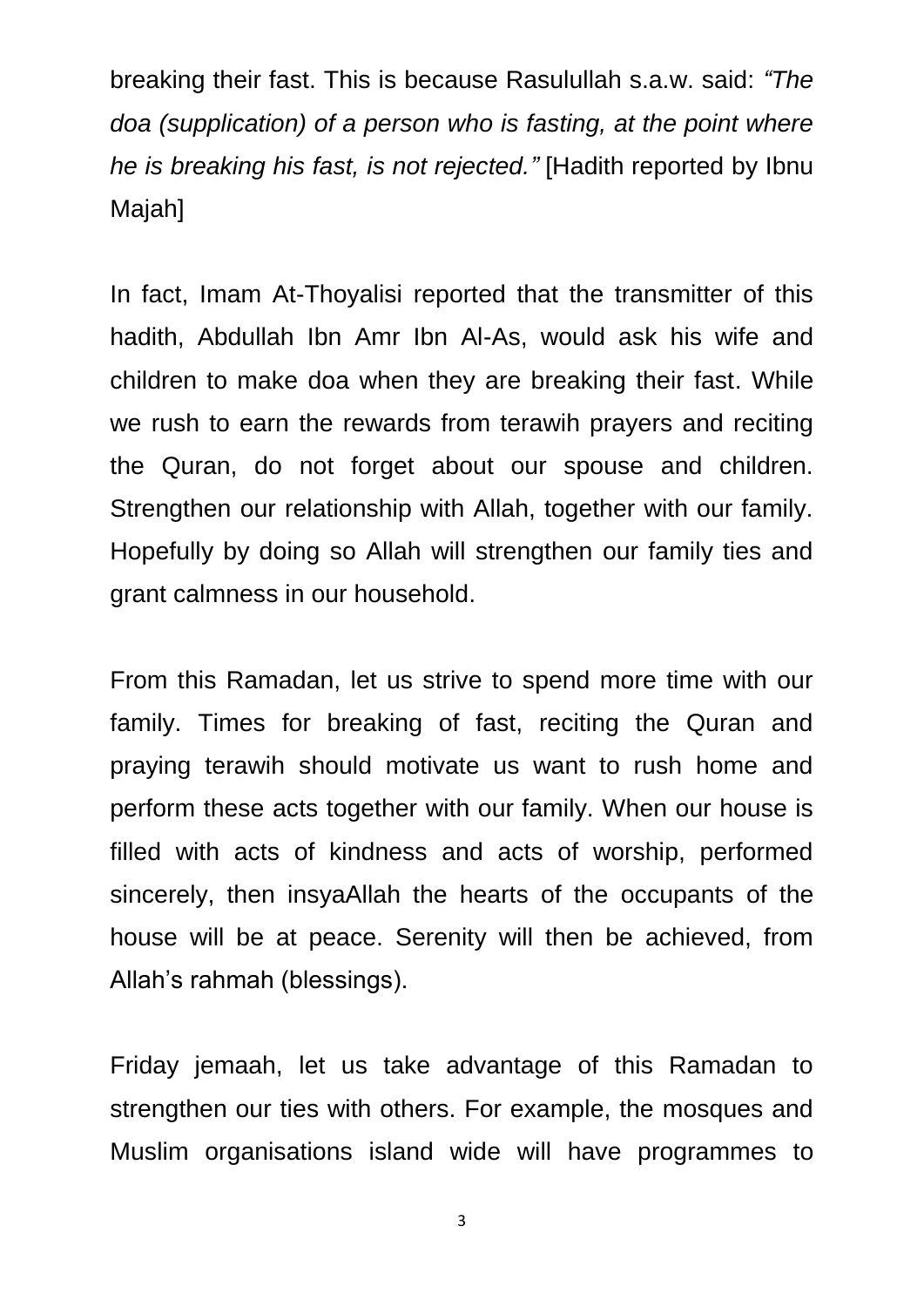breaking their fast. This is because Rasulullah s.a.w. said: *"The doa (supplication) of a person who is fasting, at the point where he is breaking his fast, is not rejected."* [Hadith reported by Ibnu Majah]

In fact, Imam At-Thoyalisi reported that the transmitter of this hadith, Abdullah Ibn Amr Ibn Al-As, would ask his wife and children to make doa when they are breaking their fast. While we rush to earn the rewards from terawih prayers and reciting the Quran, do not forget about our spouse and children. Strengthen our relationship with Allah, together with our family. Hopefully by doing so Allah will strengthen our family ties and grant calmness in our household.

From this Ramadan, let us strive to spend more time with our family. Times for breaking of fast, reciting the Quran and praying terawih should motivate us want to rush home and perform these acts together with our family. When our house is filled with acts of kindness and acts of worship, performed sincerely, then insyaAllah the hearts of the occupants of the house will be at peace. Serenity will then be achieved, from Allah's rahmah (blessings).

Friday jemaah, let us take advantage of this Ramadan to strengthen our ties with others. For example, the mosques and Muslim organisations island wide will have programmes to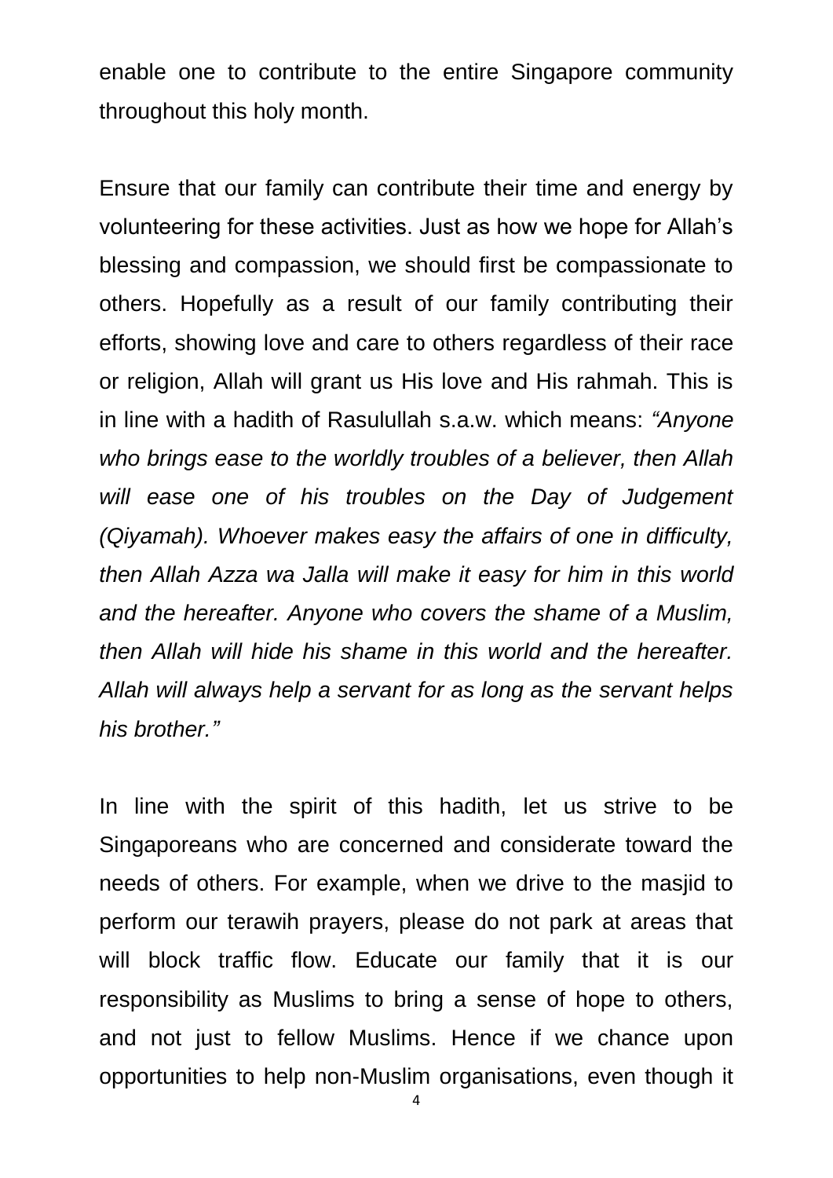enable one to contribute to the entire Singapore community throughout this holy month.

Ensure that our family can contribute their time and energy by volunteering for these activities. Just as how we hope for Allah's blessing and compassion, we should first be compassionate to others. Hopefully as a result of our family contributing their efforts, showing love and care to others regardless of their race or religion, Allah will grant us His love and His rahmah. This is in line with a hadith of Rasulullah s.a.w. which means: *"Anyone who brings ease to the worldly troubles of a believer, then Allah will ease one of his troubles on the Day of Judgement (Qiyamah). Whoever makes easy the affairs of one in difficulty, then Allah Azza wa Jalla will make it easy for him in this world and the hereafter. Anyone who covers the shame of a Muslim, then Allah will hide his shame in this world and the hereafter. Allah will always help a servant for as long as the servant helps his brother."*

In line with the spirit of this hadith, let us strive to be Singaporeans who are concerned and considerate toward the needs of others. For example, when we drive to the masjid to perform our terawih prayers, please do not park at areas that will block traffic flow. Educate our family that it is our responsibility as Muslims to bring a sense of hope to others, and not just to fellow Muslims. Hence if we chance upon opportunities to help non-Muslim organisations, even though it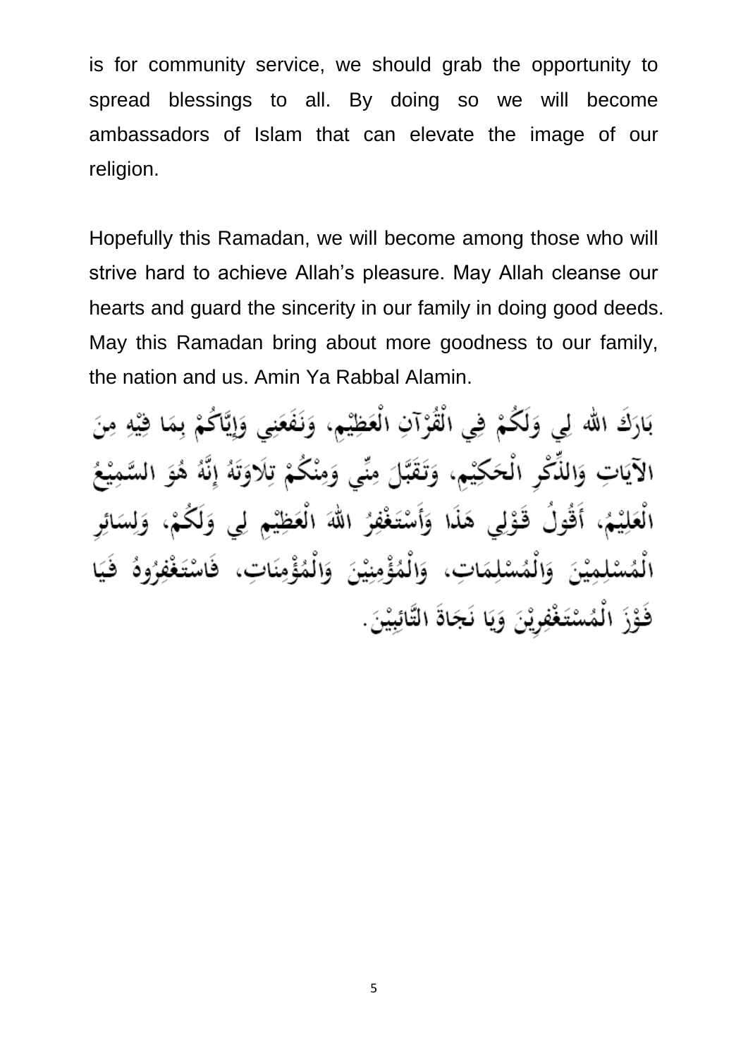is for community service, we should grab the opportunity to spread blessings to all. By doing so we will become ambassadors of Islam that can elevate the image of our religion.

Hopefully this Ramadan, we will become among those who will strive hard to achieve Allah's pleasure. May Allah cleanse our hearts and guard the sincerity in our family in doing good deeds. May this Ramadan bring about more goodness to our family, the nation and us. Amin Ya Rabbal Alamin.

بَارَكَ الله لِي وَلَكُمْ فِي الْقُرْآنِ الْعَظِيْمِ، وَنَفَعَنِي وَإِيَّاكُمْ بِمَا فِيْهِ مِنَ الآيَاتِ وَالذِّكْرِ الْحَكِيْمِ، وَتَقَبَّلَ مِنِّي وَمِنْكُمْ تِلَاوَتَهُ إِنَّهُ هُوَ السَّمِيْعُ الْعَلِيْمُ، أَقُولُ قَوْلِي هَذَا وَأَسْتَغْفِرُ اللهَ الْعَظِيْمِ لِي وَلَكُمْ، وَلِسَائِرِ الْمُسْلِمِيْنَ وَالْمُسْلِمَاتِ، وَالْمُؤْمِنِيْنَ وَالْمُؤْمِنَاتِ، فَاسْتَغْفِرُوهُ فَيَا فَوْزَ الْمُسْتَغْفِرِيْنَ وَيَا نَجَاةَ التَّائِبِيْنَ.